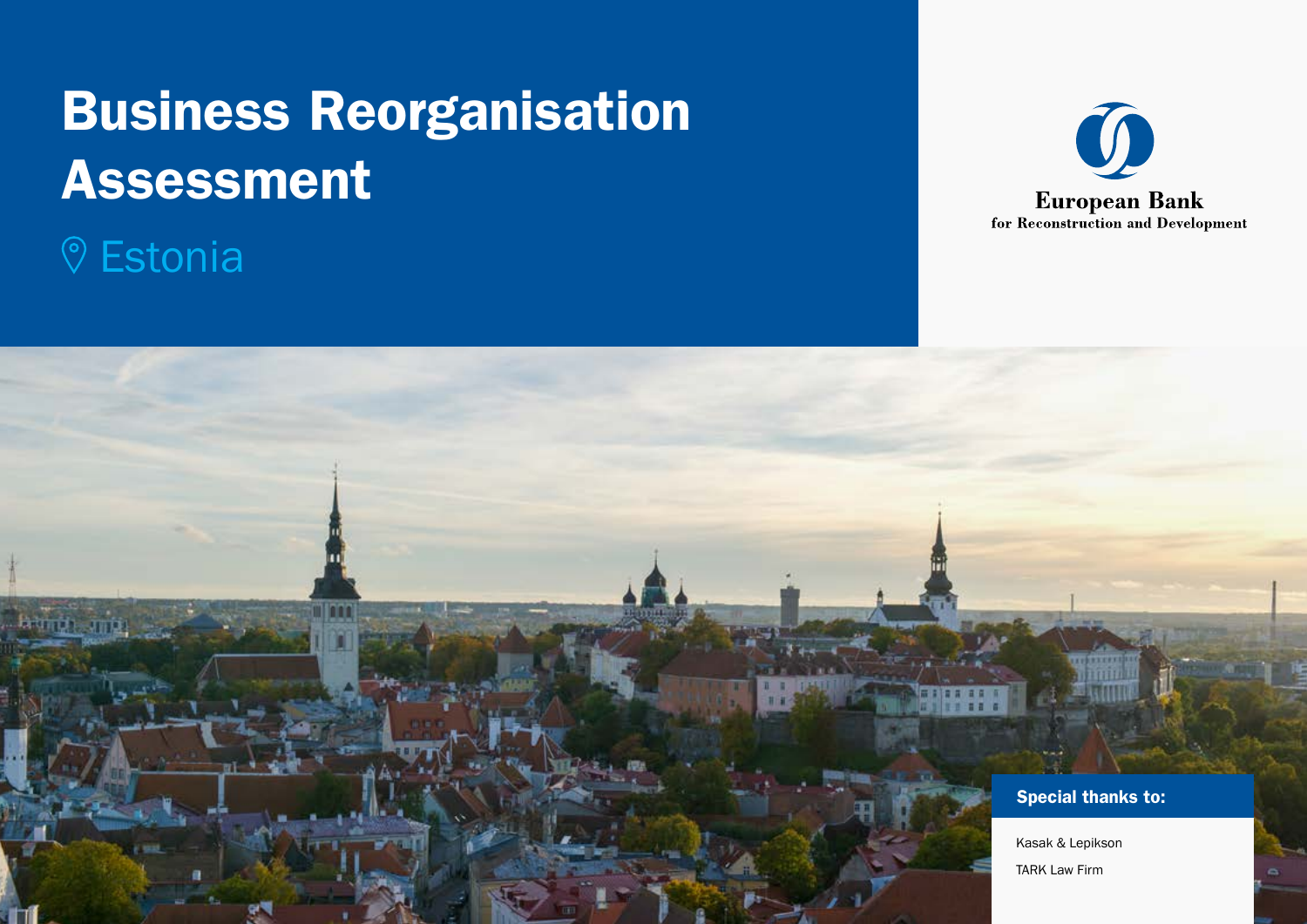# Business Reorganisation Assessment

## Estonia

European Bank for Reconstruction and Development

**Special thanks to:**

Kasak & Lepikson

TARK Law Firm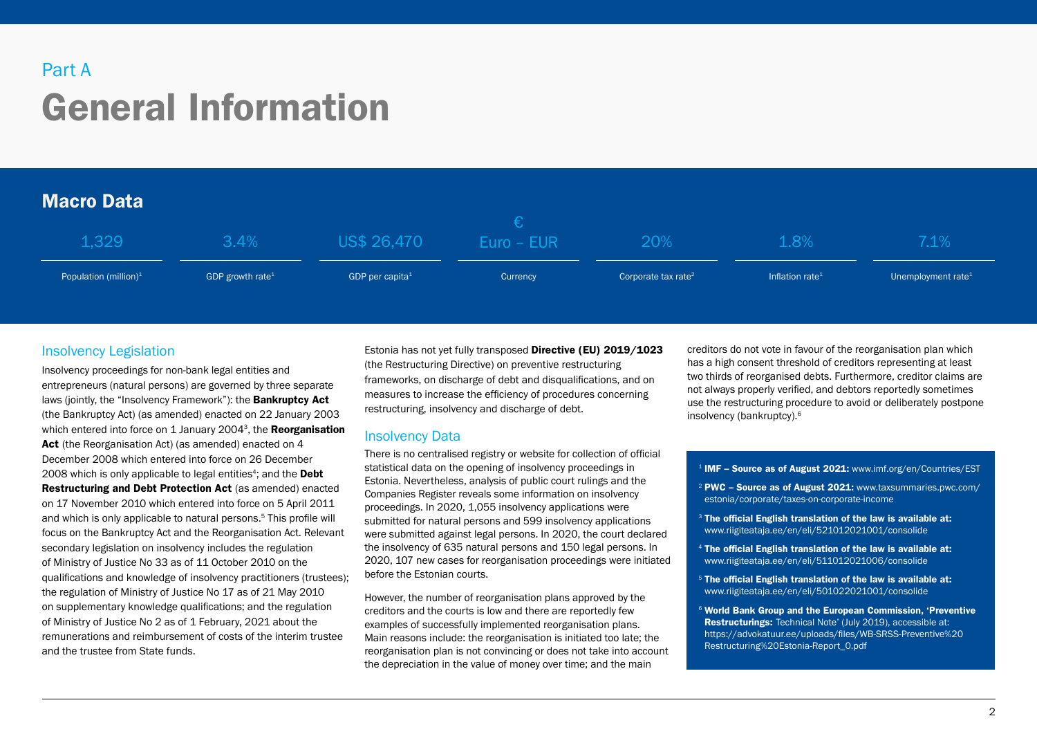Part A

# General Information

## Macro Data

| 1,329 | 3.4% | US$ 26,470 | € Euro – EUR | 20% | 1.8% | 7.1% |
|---|---|---|---|---|---|---|
| Population (million)[1] | GDP growth rate[1] | GDP per capita[1] | Currency | Corporate tax rate[2] | Inflation rate[1] | Unemployment rate[1] |

### Insolvency Legislation

Insolvency proceedings for non-bank legal entities and entrepreneurs (natural persons) are governed by three separate laws (jointly, the "Insolvency Framework"): the **Bankruptcy Act** (the Bankruptcy Act) (as amended) enacted on 22 January 2003 which entered into force on 1 January 2004[3], the **Reorganisation Act** (the Reorganisation Act) (as amended) enacted on 4 December 2008 which entered into force on 26 December 2008 which is only applicable to legal entities[4]; and the **Debt Restructuring and Debt Protection Act** (as amended) enacted on 17 November 2010 which entered into force on 5 April 2011 and which is only applicable to natural persons.[5] This profile will focus on the Bankruptcy Act and the Reorganisation Act. Relevant secondary legislation on insolvency includes the regulation of Ministry of Justice No 33 as of 11 October 2010 on the qualifications and knowledge of insolvency practitioners (trustees); the regulation of Ministry of Justice No 17 as of 21 May 2010 on supplementary knowledge qualifications; and the regulation of Ministry of Justice No 2 as of 1 February, 2021 about the remunerations and reimbursement of costs of the interim trustee and the trustee from State funds.

Estonia has not yet fully transposed **Directive (EU) 2019/1023** (the Restructuring Directive) on preventive restructuring frameworks, on discharge of debt and disqualifications, and on measures to increase the efficiency of procedures concerning restructuring, insolvency and discharge of debt.

### Insolvency Data

There is no centralised registry or website for collection of official statistical data on the opening of insolvency proceedings in Estonia. Nevertheless, analysis of public court rulings and the Companies Register reveals some information on insolvency proceedings. In 2020, 1,055 insolvency applications were submitted for natural persons and 599 insolvency applications were submitted against legal persons. In 2020, the court declared the insolvency of 635 natural persons and 150 legal persons. In 2020, 107 new cases for reorganisation proceedings were initiated before the Estonian courts.

However, the number of reorganisation plans approved by the creditors and the courts is low and there are reportedly few examples of successfully implemented reorganisation plans. Main reasons include: the reorganisation is initiated too late; the reorganisation plan is not convincing or does not take into account the depreciation in the value of money over time; and the main creditors do not vote in favour of the reorganisation plan which has a high consent threshold of creditors representing at least two thirds of reorganised debts. Furthermore, creditor claims are not always properly verified, and debtors reportedly sometimes use the restructuring procedure to avoid or deliberately postpone insolvency (bankruptcy).[6]

[1] **IMF – Source as of August 2021:** www.imf.org/en/Countries/EST

[2] **PWC – Source as of August 2021:** www.taxsummaries.pwc.com/estonia/corporate/taxes-on-corporate-income

[3] **The official English translation of the law is available at:** www.riigiteataja.ee/en/eli/521012021001/consolide

[4] **The official English translation of the law is available at:** www.riigiteataja.ee/en/eli/511012021006/consolide

[5] **The official English translation of the law is available at:** www.riigiteataja.ee/en/eli/501022021001/consolide

[6] **World Bank Group and the European Commission, 'Preventive Restructurings:** Technical Note' (July 2019), accessible at: https://advokatuur.ee/uploads/files/WB-SRSS-Preventive%20Restructuring%20Estonia-Report_0.pdf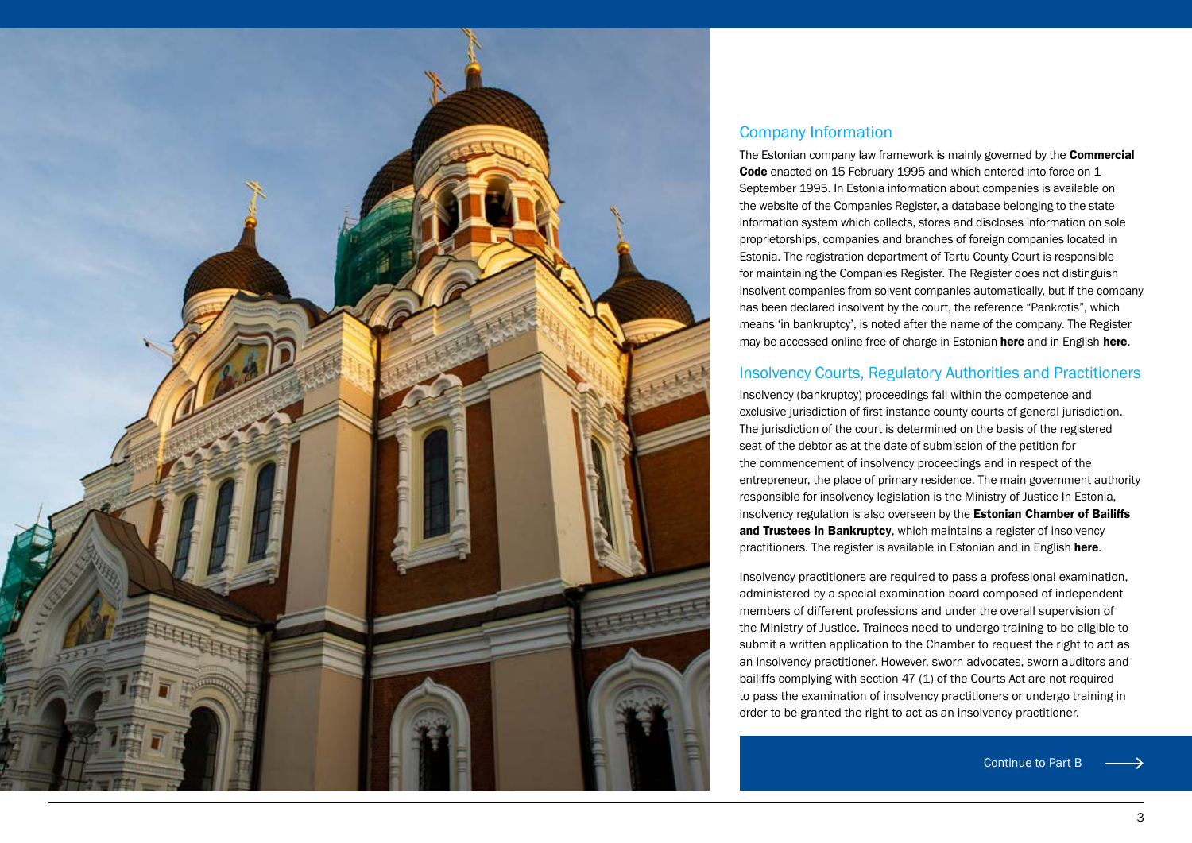## Company Information

The Estonian company law framework is mainly governed by the **Commercial Code** enacted on 15 February 1995 and which entered into force on 1 September 1995. In Estonia information about companies is available on the website of the Companies Register, a database belonging to the state information system which collects, stores and discloses information on sole proprietorships, companies and branches of foreign companies located in Estonia. The registration department of Tartu County Court is responsible for maintaining the Companies Register. The Register does not distinguish insolvent companies from solvent companies automatically, but if the company has been declared insolvent by the court, the reference "Pankrotis", which means 'in bankruptcy', is noted after the name of the company. The Register may be accessed online free of charge in Estonian **here** and in English **here**.

## Insolvency Courts, Regulatory Authorities and Practitioners

Insolvency (bankruptcy) proceedings fall within the competence and exclusive jurisdiction of first instance county courts of general jurisdiction. The jurisdiction of the court is determined on the basis of the registered seat of the debtor as at the date of submission of the petition for the commencement of insolvency proceedings and in respect of the entrepreneur, the place of primary residence. The main government authority responsible for insolvency legislation is the Ministry of Justice In Estonia, insolvency regulation is also overseen by the **Estonian Chamber of Bailiffs and Trustees in Bankruptcy**, which maintains a register of insolvency practitioners. The register is available in Estonian and in English **here**.

Insolvency practitioners are required to pass a professional examination, administered by a special examination board composed of independent members of different professions and under the overall supervision of the Ministry of Justice. Trainees need to undergo training to be eligible to submit a written application to the Chamber to request the right to act as an insolvency practitioner. However, sworn advocates, sworn auditors and bailiffs complying with section 47 (1) of the Courts Act are not required to pass the examination of insolvency practitioners or undergo training in order to be granted the right to act as an insolvency practitioner.

Continue to Part B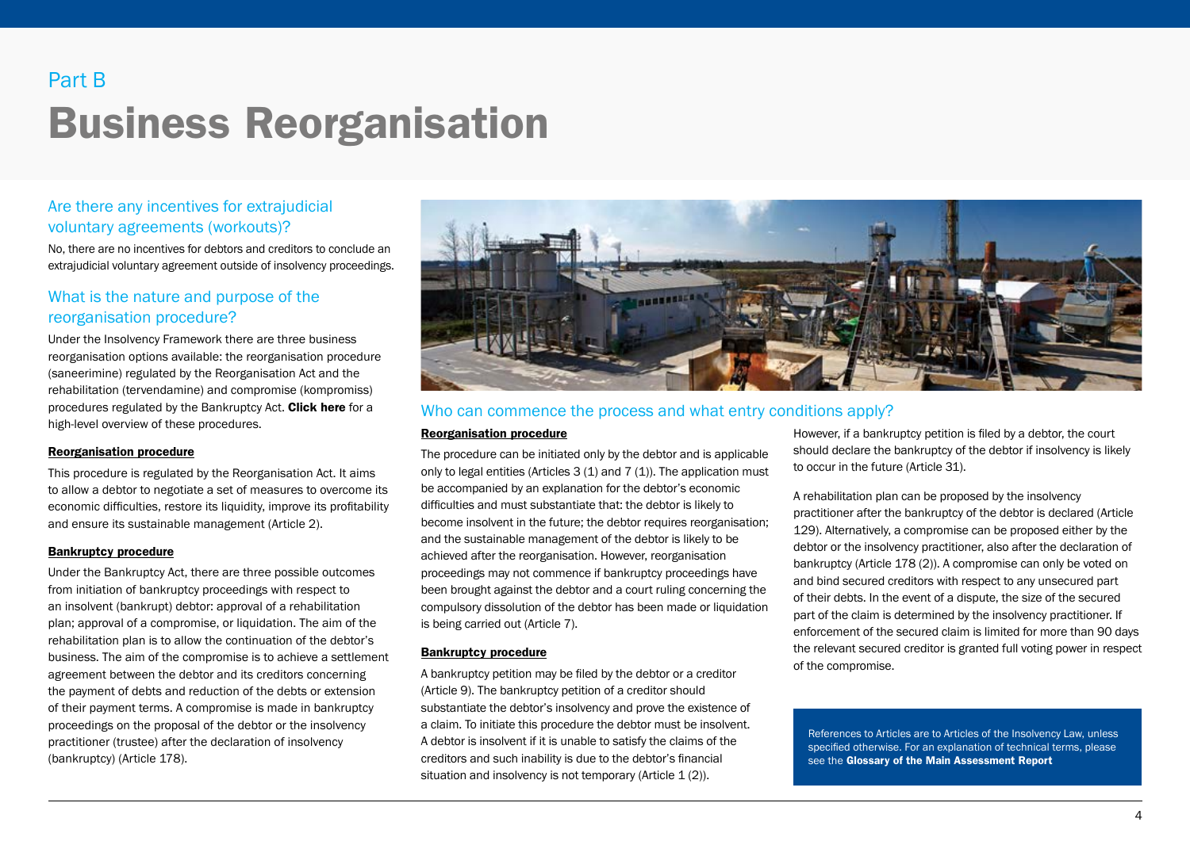Part B

# Business Reorganisation

## Are there any incentives for extrajudicial voluntary agreements (workouts)?

No, there are no incentives for debtors and creditors to conclude an extrajudicial voluntary agreement outside of insolvency proceedings.

## What is the nature and purpose of the reorganisation procedure?

Under the Insolvency Framework there are three business reorganisation options available: the reorganisation procedure (saneerimine) regulated by the Reorganisation Act and the rehabilitation (tervendamine) and compromise (kompromiss) procedures regulated by the Bankruptcy Act. **Click here** for a high-level overview of these procedures.

**Reorganisation procedure**

This procedure is regulated by the Reorganisation Act. It aims to allow a debtor to negotiate a set of measures to overcome its economic difficulties, restore its liquidity, improve its profitability and ensure its sustainable management (Article 2).

**Bankruptcy procedure**

Under the Bankruptcy Act, there are three possible outcomes from initiation of bankruptcy proceedings with respect to an insolvent (bankrupt) debtor: approval of a rehabilitation plan; approval of a compromise, or liquidation. The aim of the rehabilitation plan is to allow the continuation of the debtor's business. The aim of the compromise is to achieve a settlement agreement between the debtor and its creditors concerning the payment of debts and reduction of the debts or extension of their payment terms. A compromise is made in bankruptcy proceedings on the proposal of the debtor or the insolvency practitioner (trustee) after the declaration of insolvency (bankruptcy) (Article 178).

## Who can commence the process and what entry conditions apply?

**Reorganisation procedure**

The procedure can be initiated only by the debtor and is applicable only to legal entities (Articles 3 (1) and 7 (1)). The application must be accompanied by an explanation for the debtor's economic difficulties and must substantiate that: the debtor is likely to become insolvent in the future; the debtor requires reorganisation; and the sustainable management of the debtor is likely to be achieved after the reorganisation. However, reorganisation proceedings may not commence if bankruptcy proceedings have been brought against the debtor and a court ruling concerning the compulsory dissolution of the debtor has been made or liquidation is being carried out (Article 7).

**Bankruptcy procedure**

A bankruptcy petition may be filed by the debtor or a creditor (Article 9). The bankruptcy petition of a creditor should substantiate the debtor's insolvency and prove the existence of a claim. To initiate this procedure the debtor must be insolvent. A debtor is insolvent if it is unable to satisfy the claims of the creditors and such inability is due to the debtor's financial situation and insolvency is not temporary (Article 1 (2)).

However, if a bankruptcy petition is filed by a debtor, the court should declare the bankruptcy of the debtor if insolvency is likely to occur in the future (Article 31).

A rehabilitation plan can be proposed by the insolvency practitioner after the bankruptcy of the debtor is declared (Article 129). Alternatively, a compromise can be proposed either by the debtor or the insolvency practitioner, also after the declaration of bankruptcy (Article 178 (2)). A compromise can only be voted on and bind secured creditors with respect to any unsecured part of their debts. In the event of a dispute, the size of the secured part of the claim is determined by the insolvency practitioner. If enforcement of the secured claim is limited for more than 90 days the relevant secured creditor is granted full voting power in respect of the compromise.

References to Articles are to Articles of the Insolvency Law, unless specified otherwise. For an explanation of technical terms, please see the **Glossary of the Main Assessment Report**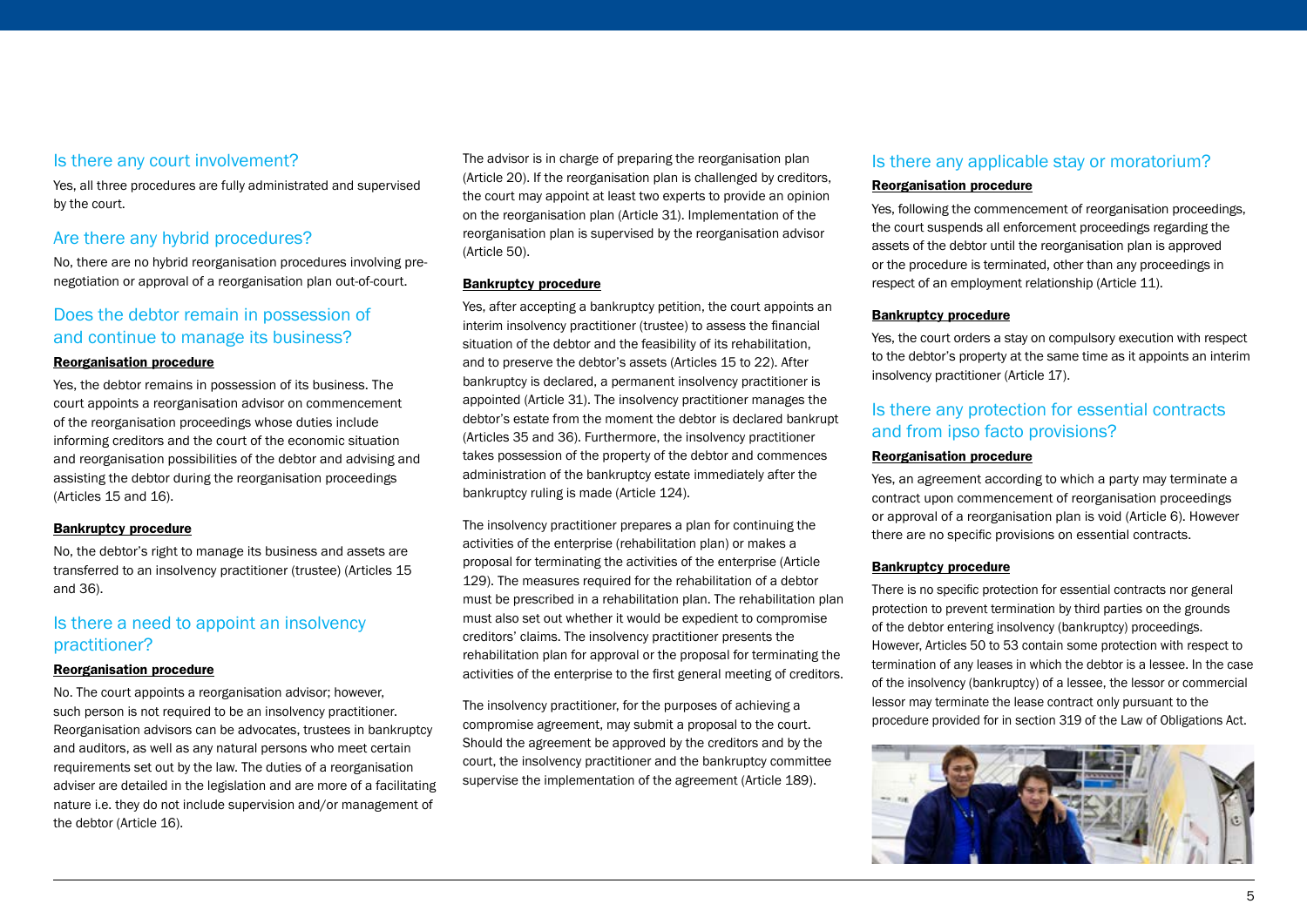## Is there any court involvement?

Yes, all three procedures are fully administrated and supervised by the court.

## Are there any hybrid procedures?

No, there are no hybrid reorganisation procedures involving pre-negotiation or approval of a reorganisation plan out-of-court.

## Does the debtor remain in possession of and continue to manage its business?

**Reorganisation procedure**

Yes, the debtor remains in possession of its business. The court appoints a reorganisation advisor on commencement of the reorganisation proceedings whose duties include informing creditors and the court of the economic situation and reorganisation possibilities of the debtor and advising and assisting the debtor during the reorganisation proceedings (Articles 15 and 16).

**Bankruptcy procedure**

No, the debtor's right to manage its business and assets are transferred to an insolvency practitioner (trustee) (Articles 15 and 36).

## Is there a need to appoint an insolvency practitioner?

**Reorganisation procedure**

No. The court appoints a reorganisation advisor; however, such person is not required to be an insolvency practitioner. Reorganisation advisors can be advocates, trustees in bankruptcy and auditors, as well as any natural persons who meet certain requirements set out by the law. The duties of a reorganisation adviser are detailed in the legislation and are more of a facilitating nature i.e. they do not include supervision and/or management of the debtor (Article 16).

The advisor is in charge of preparing the reorganisation plan (Article 20). If the reorganisation plan is challenged by creditors, the court may appoint at least two experts to provide an opinion on the reorganisation plan (Article 31). Implementation of the reorganisation plan is supervised by the reorganisation advisor (Article 50).

**Bankruptcy procedure**

Yes, after accepting a bankruptcy petition, the court appoints an interim insolvency practitioner (trustee) to assess the financial situation of the debtor and the feasibility of its rehabilitation, and to preserve the debtor's assets (Articles 15 to 22). After bankruptcy is declared, a permanent insolvency practitioner is appointed (Article 31). The insolvency practitioner manages the debtor's estate from the moment the debtor is declared bankrupt (Articles 35 and 36). Furthermore, the insolvency practitioner takes possession of the property of the debtor and commences administration of the bankruptcy estate immediately after the bankruptcy ruling is made (Article 124).

The insolvency practitioner prepares a plan for continuing the activities of the enterprise (rehabilitation plan) or makes a proposal for terminating the activities of the enterprise (Article 129). The measures required for the rehabilitation of a debtor must be prescribed in a rehabilitation plan. The rehabilitation plan must also set out whether it would be expedient to compromise creditors' claims. The insolvency practitioner presents the rehabilitation plan for approval or the proposal for terminating the activities of the enterprise to the first general meeting of creditors.

The insolvency practitioner, for the purposes of achieving a compromise agreement, may submit a proposal to the court. Should the agreement be approved by the creditors and by the court, the insolvency practitioner and the bankruptcy committee supervise the implementation of the agreement (Article 189).

## Is there any applicable stay or moratorium?

**Reorganisation procedure**

Yes, following the commencement of reorganisation proceedings, the court suspends all enforcement proceedings regarding the assets of the debtor until the reorganisation plan is approved or the procedure is terminated, other than any proceedings in respect of an employment relationship (Article 11).

**Bankruptcy procedure**

Yes, the court orders a stay on compulsory execution with respect to the debtor's property at the same time as it appoints an interim insolvency practitioner (Article 17).

## Is there any protection for essential contracts and from ipso facto provisions?

**Reorganisation procedure**

Yes, an agreement according to which a party may terminate a contract upon commencement of reorganisation proceedings or approval of a reorganisation plan is void (Article 6). However there are no specific provisions on essential contracts.

**Bankruptcy procedure**

There is no specific protection for essential contracts nor general protection to prevent termination by third parties on the grounds of the debtor entering insolvency (bankruptcy) proceedings. However, Articles 50 to 53 contain some protection with respect to termination of any leases in which the debtor is a lessee. In the case of the insolvency (bankruptcy) of a lessee, the lessor or commercial lessor may terminate the lease contract only pursuant to the procedure provided for in section 319 of the Law of Obligations Act.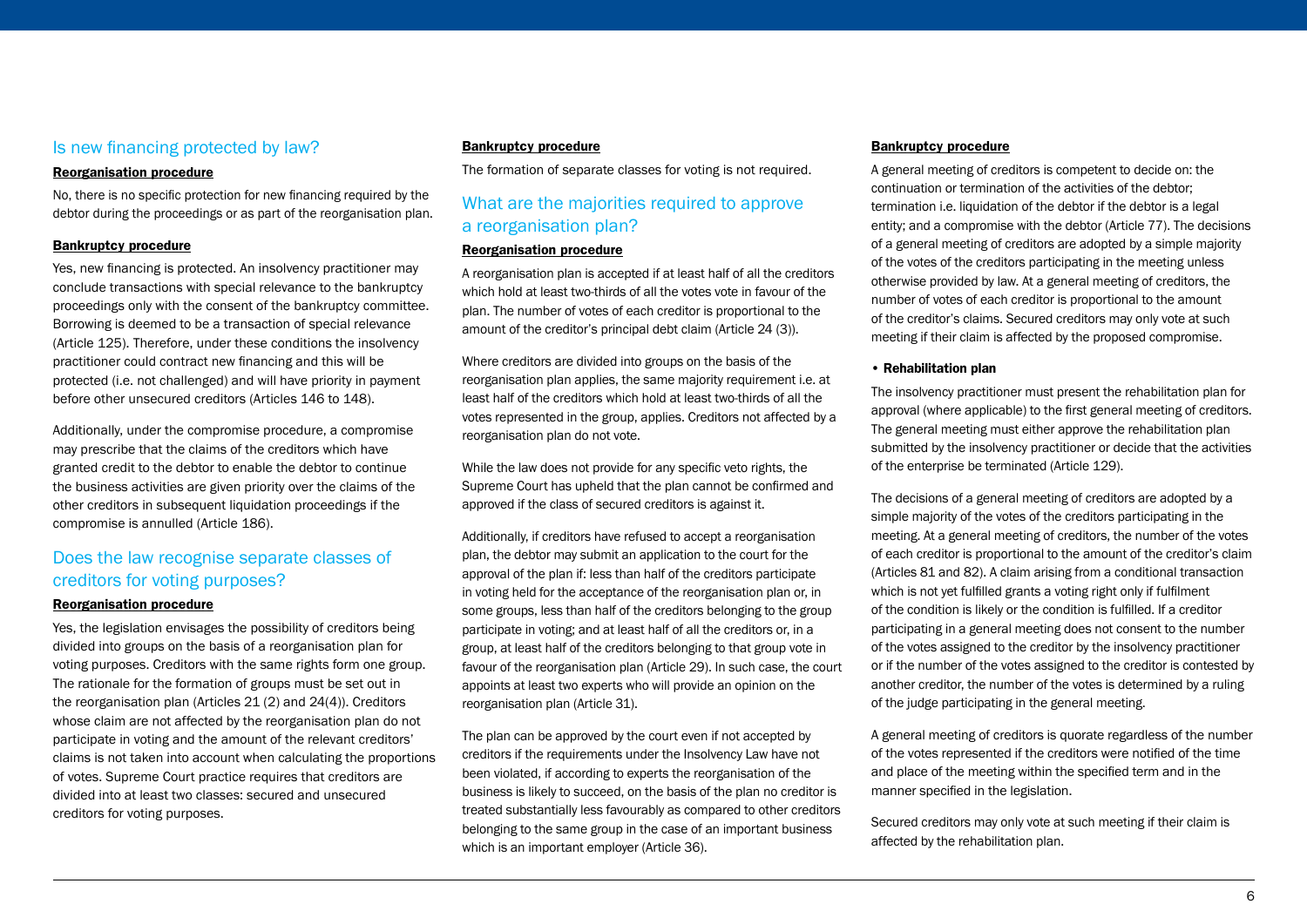## Is new financing protected by law?

**Reorganisation procedure**

No, there is no specific protection for new financing required by the debtor during the proceedings or as part of the reorganisation plan.

**Bankruptcy procedure**

Yes, new financing is protected. An insolvency practitioner may conclude transactions with special relevance to the bankruptcy proceedings only with the consent of the bankruptcy committee. Borrowing is deemed to be a transaction of special relevance (Article 125). Therefore, under these conditions the insolvency practitioner could contract new financing and this will be protected (i.e. not challenged) and will have priority in payment before other unsecured creditors (Articles 146 to 148).

Additionally, under the compromise procedure, a compromise may prescribe that the claims of the creditors which have granted credit to the debtor to enable the debtor to continue the business activities are given priority over the claims of the other creditors in subsequent liquidation proceedings if the compromise is annulled (Article 186).

## Does the law recognise separate classes of creditors for voting purposes?

**Reorganisation procedure**

Yes, the legislation envisages the possibility of creditors being divided into groups on the basis of a reorganisation plan for voting purposes. Creditors with the same rights form one group. The rationale for the formation of groups must be set out in the reorganisation plan (Articles 21 (2) and 24(4)). Creditors whose claim are not affected by the reorganisation plan do not participate in voting and the amount of the relevant creditors' claims is not taken into account when calculating the proportions of votes. Supreme Court practice requires that creditors are divided into at least two classes: secured and unsecured creditors for voting purposes.

**Bankruptcy procedure**

The formation of separate classes for voting is not required.

## What are the majorities required to approve a reorganisation plan?

**Reorganisation procedure**

A reorganisation plan is accepted if at least half of all the creditors which hold at least two-thirds of all the votes vote in favour of the plan. The number of votes of each creditor is proportional to the amount of the creditor's principal debt claim (Article 24 (3)).

Where creditors are divided into groups on the basis of the reorganisation plan applies, the same majority requirement i.e. at least half of the creditors which hold at least two-thirds of all the votes represented in the group, applies. Creditors not affected by a reorganisation plan do not vote.

While the law does not provide for any specific veto rights, the Supreme Court has upheld that the plan cannot be confirmed and approved if the class of secured creditors is against it.

Additionally, if creditors have refused to accept a reorganisation plan, the debtor may submit an application to the court for the approval of the plan if: less than half of the creditors participate in voting held for the acceptance of the reorganisation plan or, in some groups, less than half of the creditors belonging to the group participate in voting; and at least half of all the creditors or, in a group, at least half of the creditors belonging to that group vote in favour of the reorganisation plan (Article 29). In such case, the court appoints at least two experts who will provide an opinion on the reorganisation plan (Article 31).

The plan can be approved by the court even if not accepted by creditors if the requirements under the Insolvency Law have not been violated, if according to experts the reorganisation of the business is likely to succeed, on the basis of the plan no creditor is treated substantially less favourably as compared to other creditors belonging to the same group in the case of an important business which is an important employer (Article 36).

**Bankruptcy procedure**

A general meeting of creditors is competent to decide on: the continuation or termination of the activities of the debtor; termination i.e. liquidation of the debtor if the debtor is a legal entity; and a compromise with the debtor (Article 77). The decisions of a general meeting of creditors are adopted by a simple majority of the votes of the creditors participating in the meeting unless otherwise provided by law. At a general meeting of creditors, the number of votes of each creditor is proportional to the amount of the creditor's claims. Secured creditors may only vote at such meeting if their claim is affected by the proposed compromise.

- **Rehabilitation plan**

The insolvency practitioner must present the rehabilitation plan for approval (where applicable) to the first general meeting of creditors. The general meeting must either approve the rehabilitation plan submitted by the insolvency practitioner or decide that the activities of the enterprise be terminated (Article 129).

The decisions of a general meeting of creditors are adopted by a simple majority of the votes of the creditors participating in the meeting. At a general meeting of creditors, the number of the votes of each creditor is proportional to the amount of the creditor's claim (Articles 81 and 82). A claim arising from a conditional transaction which is not yet fulfilled grants a voting right only if fulfilment of the condition is likely or the condition is fulfilled. If a creditor participating in a general meeting does not consent to the number of the votes assigned to the creditor by the insolvency practitioner or if the number of the votes assigned to the creditor is contested by another creditor, the number of the votes is determined by a ruling of the judge participating in the general meeting.

A general meeting of creditors is quorate regardless of the number of the votes represented if the creditors were notified of the time and place of the meeting within the specified term and in the manner specified in the legislation.

Secured creditors may only vote at such meeting if their claim is affected by the rehabilitation plan.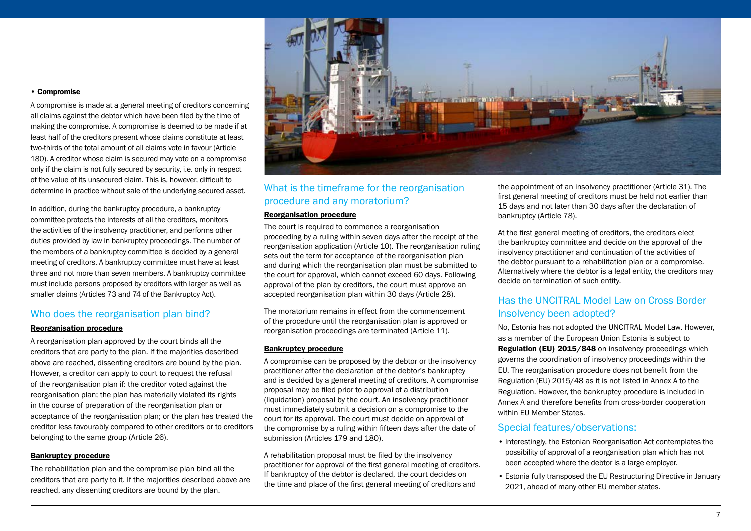- **Compromise**

A compromise is made at a general meeting of creditors concerning all claims against the debtor which have been filed by the time of making the compromise. A compromise is deemed to be made if at least half of the creditors present whose claims constitute at least two-thirds of the total amount of all claims vote in favour (Article 180). A creditor whose claim is secured may vote on a compromise only if the claim is not fully secured by security, i.e. only in respect of the value of its unsecured claim. This is, however, difficult to determine in practice without sale of the underlying secured asset.

In addition, during the bankruptcy procedure, a bankruptcy committee protects the interests of all the creditors, monitors the activities of the insolvency practitioner, and performs other duties provided by law in bankruptcy proceedings. The number of the members of a bankruptcy committee is decided by a general meeting of creditors. A bankruptcy committee must have at least three and not more than seven members. A bankruptcy committee must include persons proposed by creditors with larger as well as smaller claims (Articles 73 and 74 of the Bankruptcy Act).

## Who does the reorganisation plan bind?

**Reorganisation procedure**

A reorganisation plan approved by the court binds all the creditors that are party to the plan. If the majorities described above are reached, dissenting creditors are bound by the plan. However, a creditor can apply to court to request the refusal of the reorganisation plan if: the creditor voted against the reorganisation plan; the plan has materially violated its rights in the course of preparation of the reorganisation plan or acceptance of the reorganisation plan; or the plan has treated the creditor less favourably compared to other creditors or to creditors belonging to the same group (Article 26).

**Bankruptcy procedure**

The rehabilitation plan and the compromise plan bind all the creditors that are party to it. If the majorities described above are reached, any dissenting creditors are bound by the plan.

## What is the timeframe for the reorganisation procedure and any moratorium?

**Reorganisation procedure**

The court is required to commence a reorganisation proceeding by a ruling within seven days after the receipt of the reorganisation application (Article 10). The reorganisation ruling sets out the term for acceptance of the reorganisation plan and during which the reorganisation plan must be submitted to the court for approval, which cannot exceed 60 days. Following approval of the plan by creditors, the court must approve an accepted reorganisation plan within 30 days (Article 28).

The moratorium remains in effect from the commencement of the procedure until the reorganisation plan is approved or reorganisation proceedings are terminated (Article 11).

**Bankruptcy procedure**

A compromise can be proposed by the debtor or the insolvency practitioner after the declaration of the debtor's bankruptcy and is decided by a general meeting of creditors. A compromise proposal may be filed prior to approval of a distribution (liquidation) proposal by the court. An insolvency practitioner must immediately submit a decision on a compromise to the court for its approval. The court must decide on approval of the compromise by a ruling within fifteen days after the date of submission (Articles 179 and 180).

A rehabilitation proposal must be filed by the insolvency practitioner for approval of the first general meeting of creditors. If bankruptcy of the debtor is declared, the court decides on the time and place of the first general meeting of creditors and the appointment of an insolvency practitioner (Article 31). The first general meeting of creditors must be held not earlier than 15 days and not later than 30 days after the declaration of bankruptcy (Article 78).

At the first general meeting of creditors, the creditors elect the bankruptcy committee and decide on the approval of the insolvency practitioner and continuation of the activities of the debtor pursuant to a rehabilitation plan or a compromise. Alternatively where the debtor is a legal entity, the creditors may decide on termination of such entity.

## Has the UNCITRAL Model Law on Cross Border Insolvency been adopted?

No, Estonia has not adopted the UNCITRAL Model Law. However, as a member of the European Union Estonia is subject to **Regulation (EU) 2015/848** on insolvency proceedings which governs the coordination of insolvency proceedings within the EU. The reorganisation procedure does not benefit from the Regulation (EU) 2015/48 as it is not listed in Annex A to the Regulation. However, the bankruptcy procedure is included in Annex A and therefore benefits from cross-border cooperation within EU Member States.

## Special features/observations:

- Interestingly, the Estonian Reorganisation Act contemplates the possibility of approval of a reorganisation plan which has not been accepted where the debtor is a large employer.
- Estonia fully transposed the EU Restructuring Directive in January 2021, ahead of many other EU member states.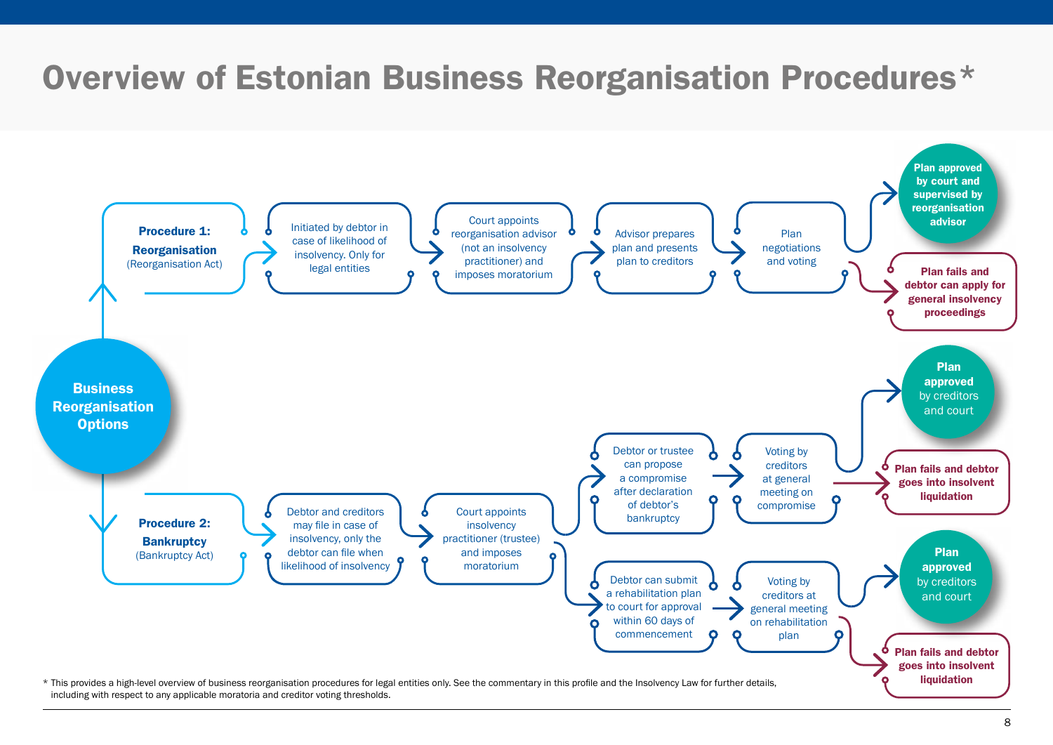# Overview of Estonian Business Reorganisation Procedures*

**Business Reorganisation Options**

**Procedure 1: Reorganisation** (Reorganisation Act)

- Initiated by debtor in case of likelihood of insolvency. Only for legal entities
- Court appoints reorganisation advisor (not an insolvency practitioner) and imposes moratorium
- Advisor prepares plan and presents plan to creditors
- Plan negotiations and voting
  - **Plan approved by court and supervised by reorganisation advisor**
  - **Plan fails and debtor can apply for general insolvency proceedings**

**Procedure 2: Bankruptcy** (Bankruptcy Act)

- Debtor and creditors may file in case of insolvency, only the debtor can file when likelihood of insolvency
- Court appoints insolvency practitioner (trustee) and imposes moratorium
  - Debtor or trustee can propose a compromise after declaration of debtor's bankruptcy
    - Voting by creditors at general meeting on compromise
      - **Plan approved** by creditors and court
      - **Plan fails and debtor goes into insolvent liquidation**
  - Debtor can submit a rehabilitation plan to court for approval within 60 days of commencement
    - Voting by creditors at general meeting on rehabilitation plan
      - **Plan approved** by creditors and court
      - **Plan fails and debtor goes into insolvent liquidation**

\* This provides a high-level overview of business reorganisation procedures for legal entities only. See the commentary in this profile and the Insolvency Law for further details, including with respect to any applicable moratoria and creditor voting thresholds.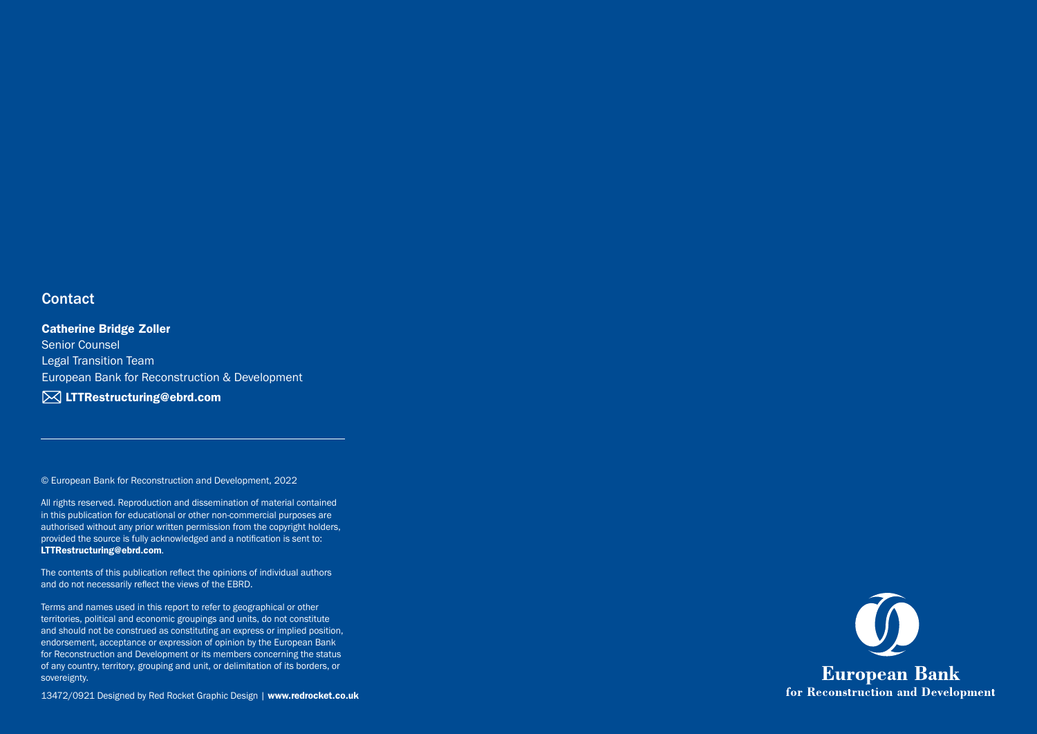## Contact

**Catherine Bridge Zoller**
Senior Counsel
Legal Transition Team
European Bank for Reconstruction & Development
**LTTRestructuring@ebrd.com**

---

© European Bank for Reconstruction and Development, 2022

All rights reserved. Reproduction and dissemination of material contained in this publication for educational or other non-commercial purposes are authorised without any prior written permission from the copyright holders, provided the source is fully acknowledged and a notification is sent to: **LTTRestructuring@ebrd.com**.

The contents of this publication reflect the opinions of individual authors and do not necessarily reflect the views of the EBRD.

Terms and names used in this report to refer to geographical or other territories, political and economic groupings and units, do not constitute and should not be construed as constituting an express or implied position, endorsement, acceptance or expression of opinion by the European Bank for Reconstruction and Development or its members concerning the status of any country, territory, grouping and unit, or delimitation of its borders, or sovereignty.

13472/0921 Designed by Red Rocket Graphic Design | **www.redrocket.co.uk**

**European Bank**
**for Reconstruction and Development**